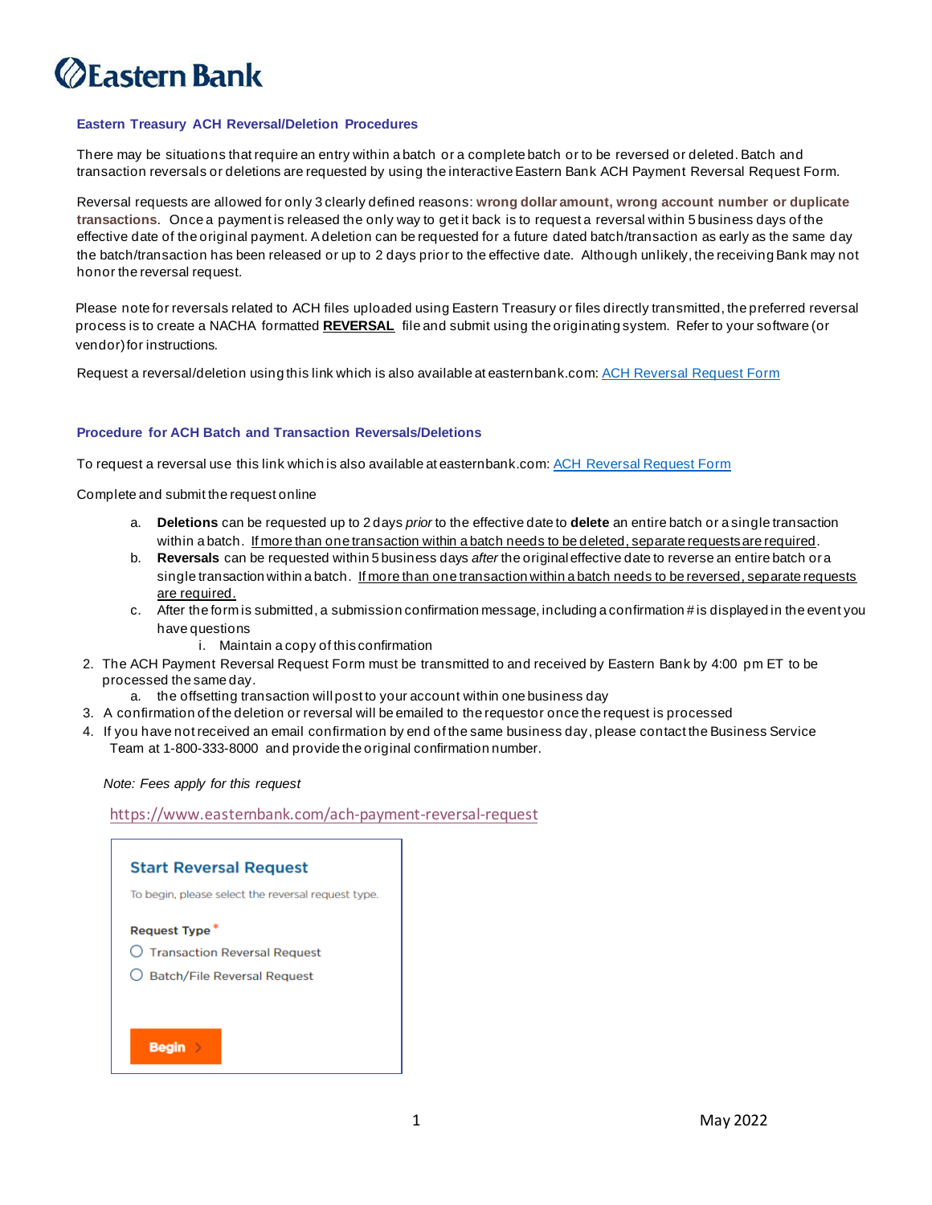Eastern Bank

## Eastern Treasury ACH Reversal/Deletion Procedures

There may be situations that require an entry within a batch or a complete batch or to be reversed or deleted. Batch and transaction reversals or deletions are requested by using the interactive Eastern Bank ACH Payment Reversal Request Form.

Reversal requests are allowed for only 3 clearly defined reasons: **wrong dollar amount, wrong account number or duplicate transactions**. Once a payment is released the only way to get it back is to request a reversal within 5 business days of the effective date of the original payment. A deletion can be requested for a future dated batch/transaction as early as the same day the batch/transaction has been released or up to 2 days prior to the effective date. Although unlikely, the receiving Bank may not honor the reversal request.

Please note for reversals related to ACH files uploaded using Eastern Treasury or files directly transmitted, the preferred reversal process is to create a NACHA formatted **REVERSAL** file and submit using the originating system. Refer to your software (or vendor) for instructions.

Request a reversal/deletion using this link which is also available at easternbank.com: ACH Reversal Request Form

## Procedure for ACH Batch and Transaction Reversals/Deletions

To request a reversal use this link which is also available at easternbank.com: ACH Reversal Request Form

Complete and submit the request online

a. **Deletions** can be requested up to 2 days *prior* to the effective date to **delete** an entire batch or a single transaction within a batch. If more than one transaction within a batch needs to be deleted, separate requests are required.
b. **Reversals** can be requested within 5 business days *after* the original effective date to reverse an entire batch or a single transaction within a batch. If more than one transaction within a batch needs to be reversed, separate requests are required.
c. After the form is submitted, a submission confirmation message, including a confirmation # is displayed in the event you have questions
    i. Maintain a copy of this confirmation

2. The ACH Payment Reversal Request Form must be transmitted to and received by Eastern Bank by 4:00 pm ET to be processed the same day.
    a. the offsetting transaction will post to your account within one business day
3. A confirmation of the deletion or reversal will be emailed to the requestor once the request is processed
4. If you have not received an email confirmation by end of the same business day, please contact the Business Service Team at 1-800-333-8000 and provide the original confirmation number.

*Note: Fees apply for this request*

https://www.easternbank.com/ach-payment-reversal-request

**Start Reversal Request**

To begin, please select the reversal request type.

**Request Type** *

- Transaction Reversal Request
- Batch/File Reversal Request

**Begin**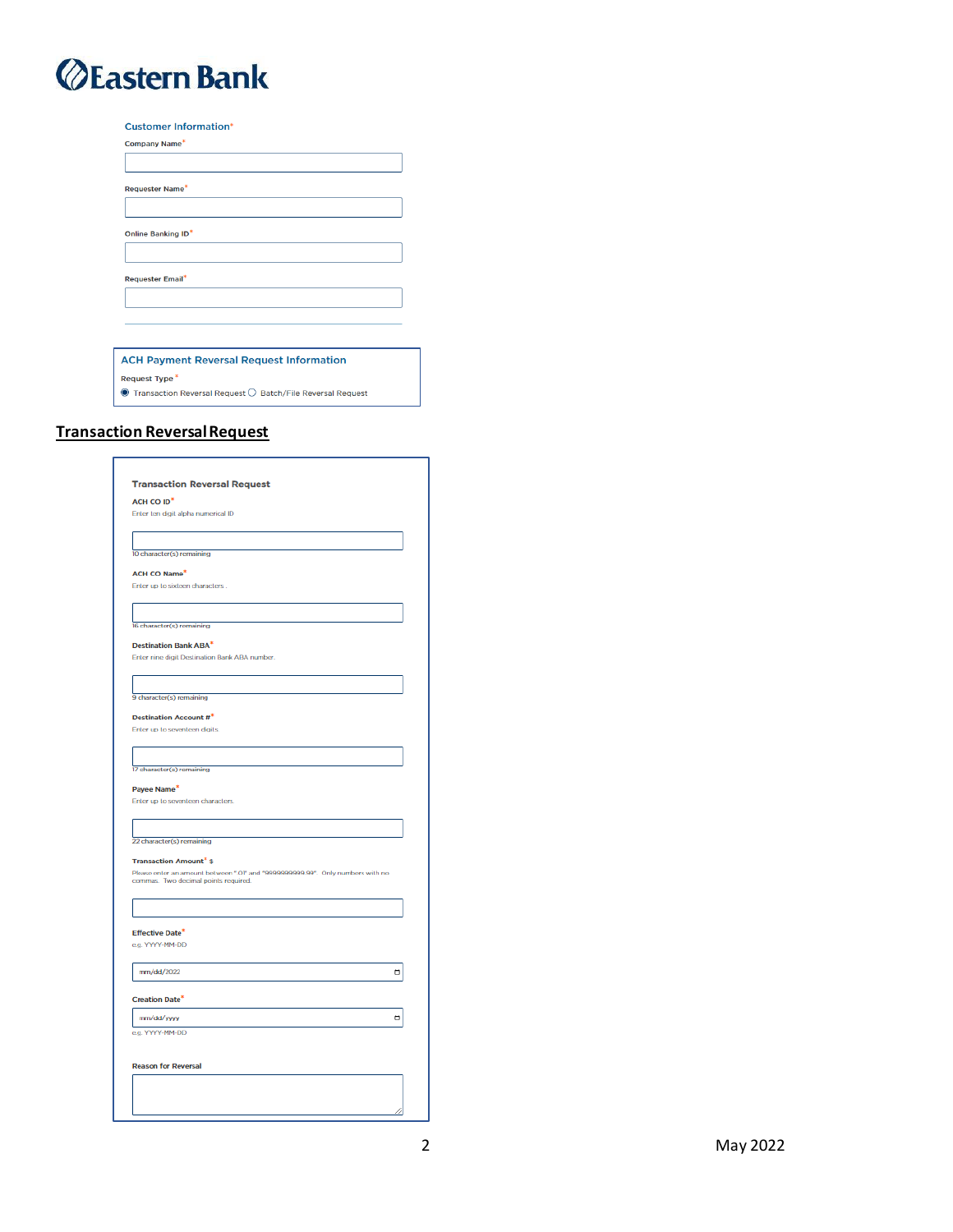**Eastern Bank**

**Customer Information***

Company Name*

Requester Name*

Online Banking ID*

Requester Email*

**ACH Payment Reversal Request Information**

Request Type*

◉ Transaction Reversal Request ○ Batch/File Reversal Request

## Transaction Reversal Request

**Transaction Reversal Request**

**ACH CO ID***

Enter ten digit alpha numerical ID

10 character(s) remaining

**ACH CO Name***

Enter up to sixteen characters .

16 character(s) remaining

**Destination Bank ABA***

Enter nine digit Destination Bank ABA number.

9 character(s) remaining

**Destination Account #***

Enter up to seventeen digits

17 character(s) remaining

**Payee Name***

Enter up to seventeen characters.

22 character(s) remaining

**Transaction Amount*** $

Please enter an amount between ".01" and "9999999999.99". Only numbers with no commas. Two decimal points required.

**Effective Date***

e.g. YYYY-MM-DD

mm/dd/2022

**Creation Date***

mm/dd/yyyy

e.g. YYYY-MM-DD

**Reason for Reversal**

May 2022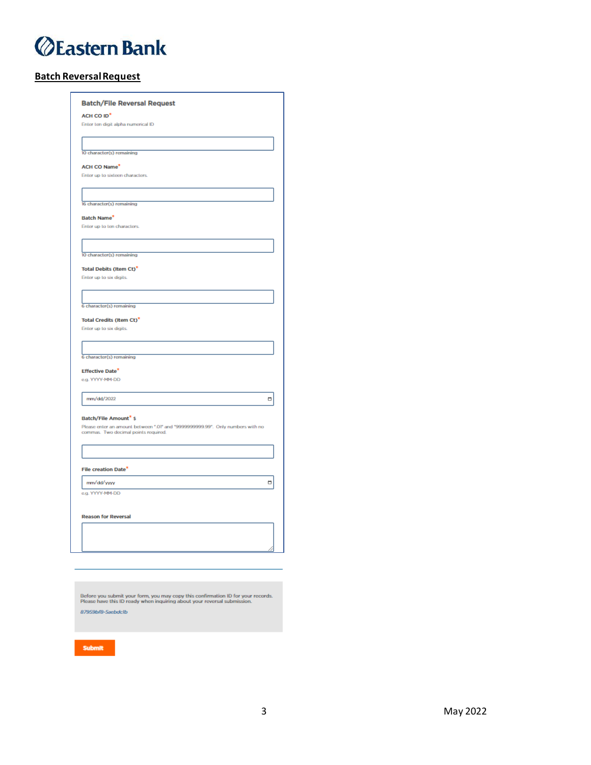# Eastern Bank

## Batch Reversal Request

### Batch/File Reversal Request

**ACH CO ID***
Enter ten digit alpha numerical ID

10 character(s) remaining

**ACH CO Name***
Enter up to sixteen characters.

16 character(s) remaining

**Batch Name***
Enter up to ten characters.

10 character(s) remaining

**Total Debits (Item Ct)***
Enter up to six digits.

6 character(s) remaining

**Total Credits (Item Ct)***
Enter up to six digits.

6 character(s) remaining

**Effective Date***
e.g. YYYY-MM-DD

mm/dd/2022

**Batch/File Amount*** $
Please enter an amount between ".01" and "9999999999.99". Only numbers with no commas. Two decimal points required.

**File creation Date***

mm/dd/yyyy

e.g. YYYY-MM-DD

**Reason for Reversal**

---

Before you submit your form, you may copy this confirmation ID for your records. Please have this ID ready when inquiring about your reversal submission.

*87959bf8-5aebdc1b*

**Submit**

May 2022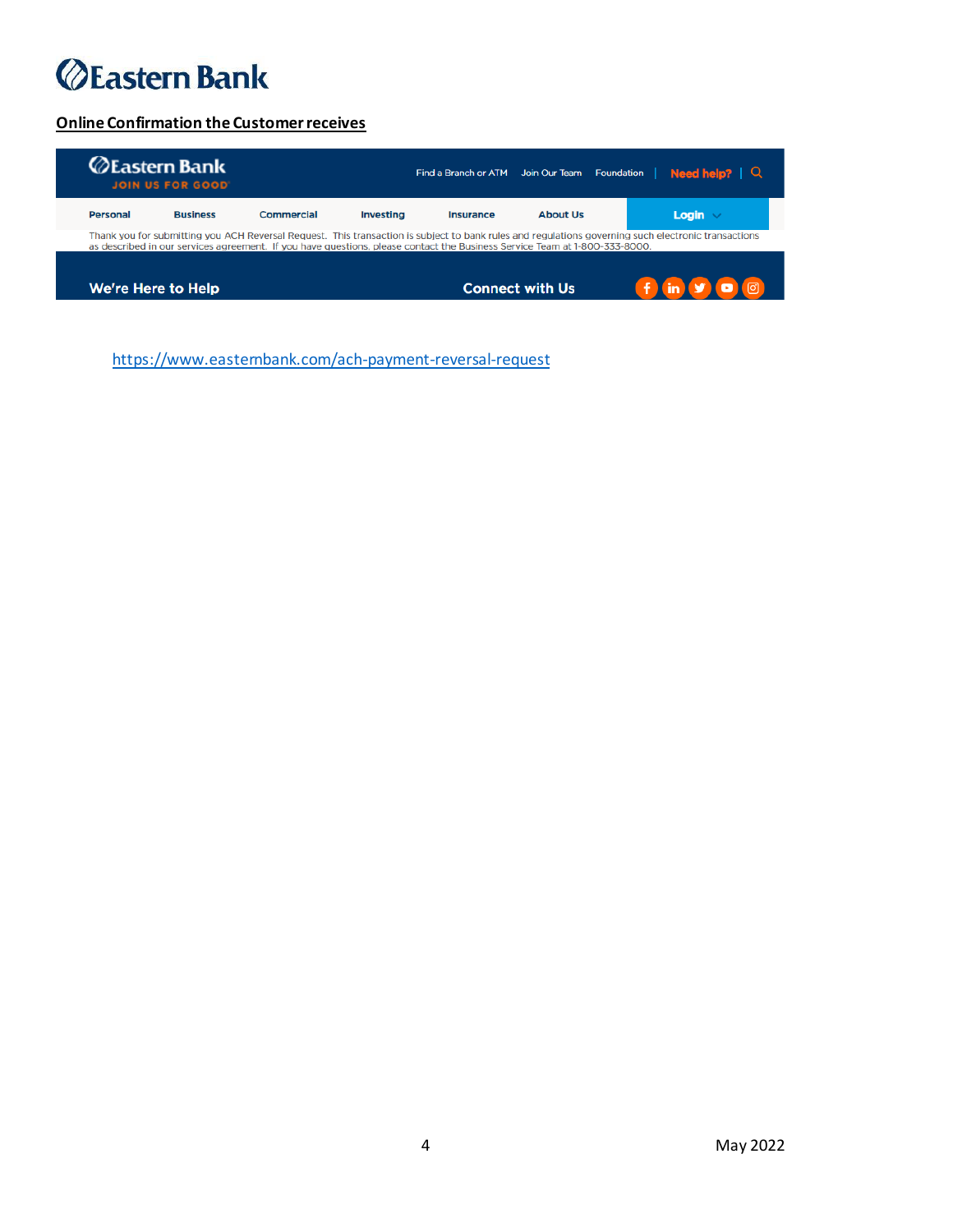## Online Confirmation the Customer receives

Eastern Bank
JOIN US FOR GOOD

Find a Branch or ATM | Join Our Team | Foundation | Need help?

Personal | Business | Commercial | Investing | Insurance | About Us | Login

Thank you for submitting you ACH Reversal Request. This transaction is subject to bank rules and regulations governing such electronic transactions as described in our services agreement. If you have questions, please contact the Business Service Team at 1-800-333-8000.

We're Here to Help | Connect with Us

https://www.easternbank.com/ach-payment-reversal-request

May 2022